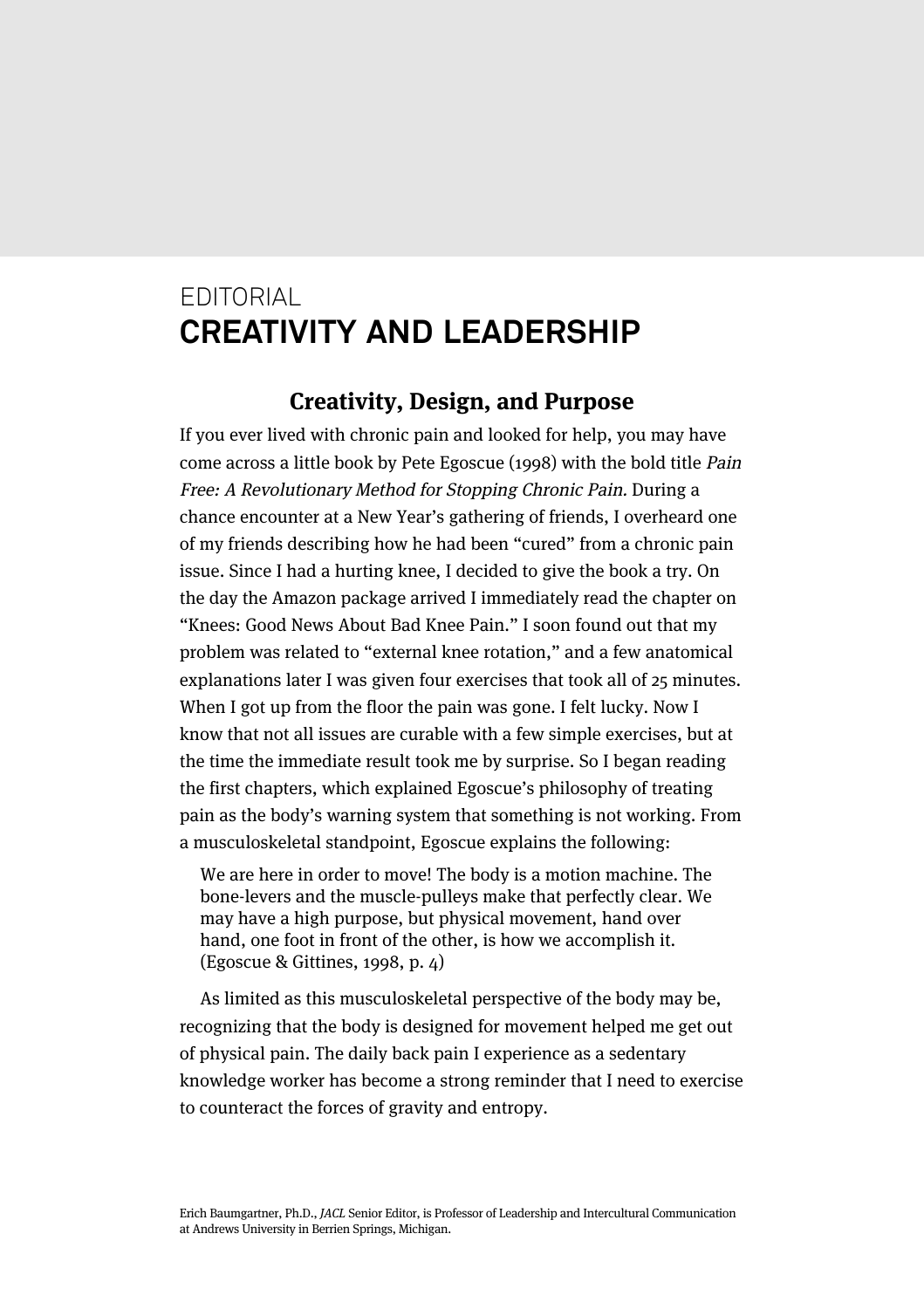EDITORIAL

# CREATIVITY AND LEADERSHIP

## Creativity, Design, and Purpose

If you ever lived with chronic pain and looked for help, you may have come across a little book by Pete Egoscue (1998) with the bold title *Pain Free: A Revolutionary Method for Stopping Chronic Pain.* During a chance encounter at a New Year's gathering of friends, I overheard one of my friends describing how he had been "cured" from a chronic pain issue. Since I had a hurting knee, I decided to give the book a try. On the day the Amazon package arrived I immediately read the chapter on "Knees: Good News About Bad Knee Pain." I soon found out that my problem was related to "external knee rotation," and a few anatomical explanations later I was given four exercises that took all of 25 minutes. When I got up from the floor the pain was gone. I felt lucky. Now I know that not all issues are curable with a few simple exercises, but at the time the immediate result took me by surprise. So I began reading the first chapters, which explained Egoscue's philosophy of treating pain as the body's warning system that something is not working. From a musculoskeletal standpoint, Egoscue explains the following:

> We are here in order to move! The body is a motion machine. The bone-levers and the muscle-pulleys make that perfectly clear. We may have a high purpose, but physical movement, hand over hand, one foot in front of the other, is how we accomplish it. (Egoscue & Gittines, 1998, p. 4)

As limited as this musculoskeletal perspective of the body may be, recognizing that the body is designed for movement helped me get out of physical pain. The daily back pain I experience as a sedentary knowledge worker has become a strong reminder that I need to exercise to counteract the forces of gravity and entropy.

Erich Baumgartner, Ph.D., *JACL* Senior Editor, is Professor of Leadership and Intercultural Communication at Andrews University in Berrien Springs, Michigan.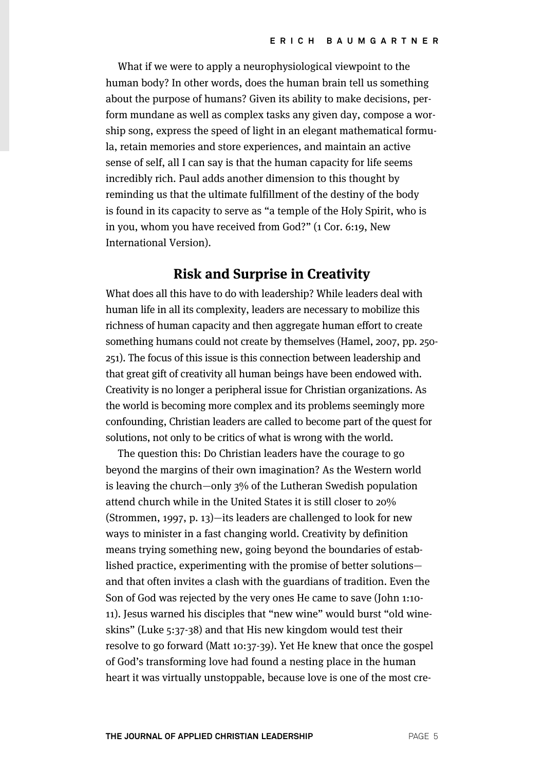What if we were to apply a neurophysiological viewpoint to the human body? In other words, does the human brain tell us something about the purpose of humans? Given its ability to make decisions, perform mundane as well as complex tasks any given day, compose a worship song, express the speed of light in an elegant mathematical formula, retain memories and store experiences, and maintain an active sense of self, all I can say is that the human capacity for life seems incredibly rich. Paul adds another dimension to this thought by reminding us that the ultimate fulfillment of the destiny of the body is found in its capacity to serve as "a temple of the Holy Spirit, who is in you, whom you have received from God?" (1 Cor. 6:19, New International Version).

## Risk and Surprise in Creativity

What does all this have to do with leadership? While leaders deal with human life in all its complexity, leaders are necessary to mobilize this richness of human capacity and then aggregate human effort to create something humans could not create by themselves (Hamel, 2007, pp. 250-251). The focus of this issue is this connection between leadership and that great gift of creativity all human beings have been endowed with. Creativity is no longer a peripheral issue for Christian organizations. As the world is becoming more complex and its problems seemingly more confounding, Christian leaders are called to become part of the quest for solutions, not only to be critics of what is wrong with the world.

The question this: Do Christian leaders have the courage to go beyond the margins of their own imagination? As the Western world is leaving the church—only 3% of the Lutheran Swedish population attend church while in the United States it is still closer to 20% (Strommen, 1997, p. 13)—its leaders are challenged to look for new ways to minister in a fast changing world. Creativity by definition means trying something new, going beyond the boundaries of established practice, experimenting with the promise of better solutions—and that often invites a clash with the guardians of tradition. Even the Son of God was rejected by the very ones He came to save (John 1:10-11). Jesus warned his disciples that "new wine" would burst "old wineskins" (Luke 5:37-38) and that His new kingdom would test their resolve to go forward (Matt 10:37-39). Yet He knew that once the gospel of God's transforming love had found a nesting place in the human heart it was virtually unstoppable, because love is one of the most cre-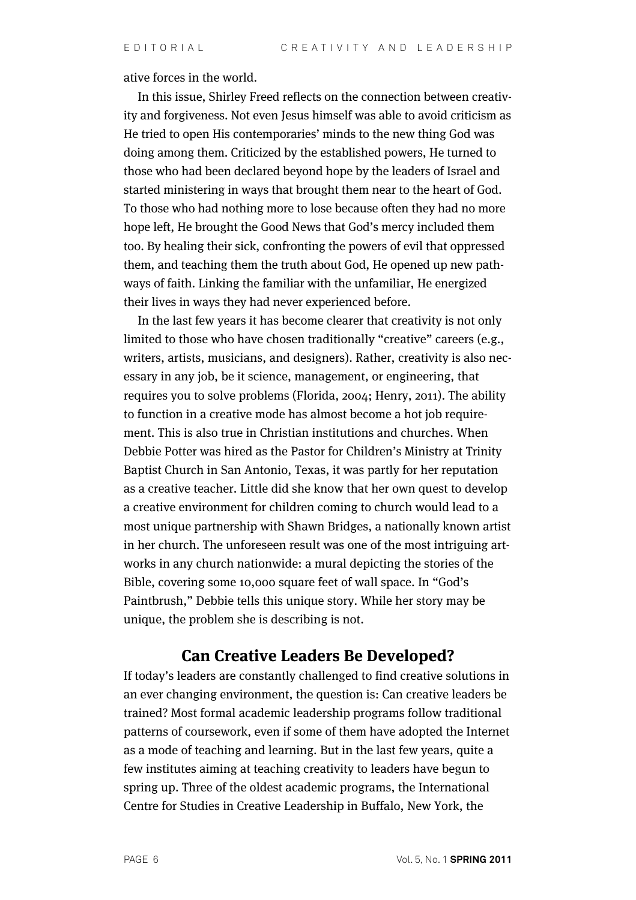ative forces in the world.

In this issue, Shirley Freed reflects on the connection between creativity and forgiveness. Not even Jesus himself was able to avoid criticism as He tried to open His contemporaries' minds to the new thing God was doing among them. Criticized by the established powers, He turned to those who had been declared beyond hope by the leaders of Israel and started ministering in ways that brought them near to the heart of God. To those who had nothing more to lose because often they had no more hope left, He brought the Good News that God's mercy included them too. By healing their sick, confronting the powers of evil that oppressed them, and teaching them the truth about God, He opened up new pathways of faith. Linking the familiar with the unfamiliar, He energized their lives in ways they had never experienced before.

In the last few years it has become clearer that creativity is not only limited to those who have chosen traditionally "creative" careers (e.g., writers, artists, musicians, and designers). Rather, creativity is also necessary in any job, be it science, management, or engineering, that requires you to solve problems (Florida, 2004; Henry, 2011). The ability to function in a creative mode has almost become a hot job requirement. This is also true in Christian institutions and churches. When Debbie Potter was hired as the Pastor for Children's Ministry at Trinity Baptist Church in San Antonio, Texas, it was partly for her reputation as a creative teacher. Little did she know that her own quest to develop a creative environment for children coming to church would lead to a most unique partnership with Shawn Bridges, a nationally known artist in her church. The unforeseen result was one of the most intriguing artworks in any church nationwide: a mural depicting the stories of the Bible, covering some 10,000 square feet of wall space. In "God's Paintbrush," Debbie tells this unique story. While her story may be unique, the problem she is describing is not.

## Can Creative Leaders Be Developed?

If today's leaders are constantly challenged to find creative solutions in an ever changing environment, the question is: Can creative leaders be trained? Most formal academic leadership programs follow traditional patterns of coursework, even if some of them have adopted the Internet as a mode of teaching and learning. But in the last few years, quite a few institutes aiming at teaching creativity to leaders have begun to spring up. Three of the oldest academic programs, the International Centre for Studies in Creative Leadership in Buffalo, New York, the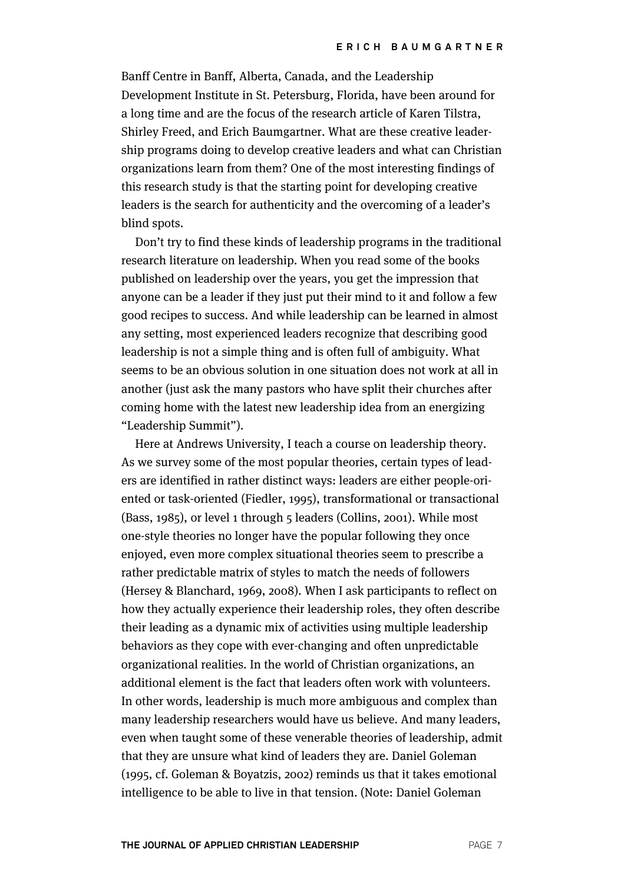Banff Centre in Banff, Alberta, Canada, and the Leadership Development Institute in St. Petersburg, Florida, have been around for a long time and are the focus of the research article of Karen Tilstra, Shirley Freed, and Erich Baumgartner. What are these creative leadership programs doing to develop creative leaders and what can Christian organizations learn from them? One of the most interesting findings of this research study is that the starting point for developing creative leaders is the search for authenticity and the overcoming of a leader's blind spots.

Don't try to find these kinds of leadership programs in the traditional research literature on leadership. When you read some of the books published on leadership over the years, you get the impression that anyone can be a leader if they just put their mind to it and follow a few good recipes to success. And while leadership can be learned in almost any setting, most experienced leaders recognize that describing good leadership is not a simple thing and is often full of ambiguity. What seems to be an obvious solution in one situation does not work at all in another (just ask the many pastors who have split their churches after coming home with the latest new leadership idea from an energizing "Leadership Summit").

Here at Andrews University, I teach a course on leadership theory. As we survey some of the most popular theories, certain types of leaders are identified in rather distinct ways: leaders are either people-oriented or task-oriented (Fiedler, 1995), transformational or transactional (Bass, 1985), or level 1 through 5 leaders (Collins, 2001). While most one-style theories no longer have the popular following they once enjoyed, even more complex situational theories seem to prescribe a rather predictable matrix of styles to match the needs of followers (Hersey & Blanchard, 1969, 2008). When I ask participants to reflect on how they actually experience their leadership roles, they often describe their leading as a dynamic mix of activities using multiple leadership behaviors as they cope with ever-changing and often unpredictable organizational realities. In the world of Christian organizations, an additional element is the fact that leaders often work with volunteers. In other words, leadership is much more ambiguous and complex than many leadership researchers would have us believe. And many leaders, even when taught some of these venerable theories of leadership, admit that they are unsure what kind of leaders they are. Daniel Goleman (1995, cf. Goleman & Boyatzis, 2002) reminds us that it takes emotional intelligence to be able to live in that tension. (Note: Daniel Goleman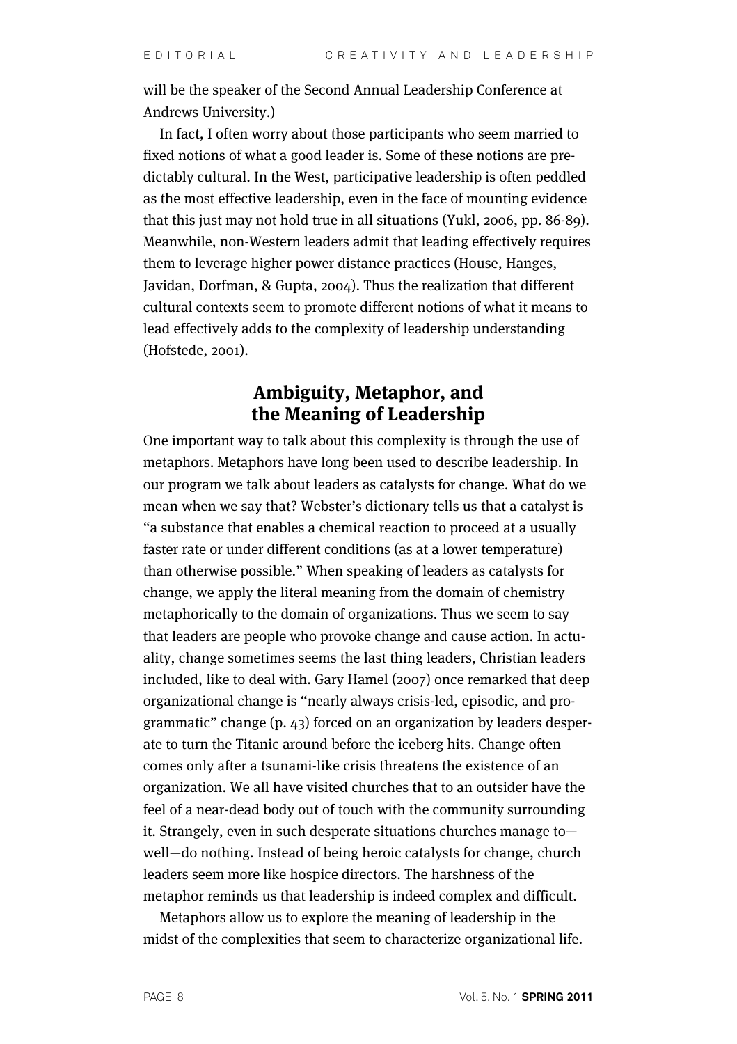will be the speaker of the Second Annual Leadership Conference at Andrews University.)

In fact, I often worry about those participants who seem married to fixed notions of what a good leader is. Some of these notions are predictably cultural. In the West, participative leadership is often peddled as the most effective leadership, even in the face of mounting evidence that this just may not hold true in all situations (Yukl, 2006, pp. 86-89). Meanwhile, non-Western leaders admit that leading effectively requires them to leverage higher power distance practices (House, Hanges, Javidan, Dorfman, & Gupta, 2004). Thus the realization that different cultural contexts seem to promote different notions of what it means to lead effectively adds to the complexity of leadership understanding (Hofstede, 2001).

## Ambiguity, Metaphor, and the Meaning of Leadership

One important way to talk about this complexity is through the use of metaphors. Metaphors have long been used to describe leadership. In our program we talk about leaders as catalysts for change. What do we mean when we say that? Webster's dictionary tells us that a catalyst is "a substance that enables a chemical reaction to proceed at a usually faster rate or under different conditions (as at a lower temperature) than otherwise possible." When speaking of leaders as catalysts for change, we apply the literal meaning from the domain of chemistry metaphorically to the domain of organizations. Thus we seem to say that leaders are people who provoke change and cause action. In actuality, change sometimes seems the last thing leaders, Christian leaders included, like to deal with. Gary Hamel (2007) once remarked that deep organizational change is "nearly always crisis-led, episodic, and programmatic" change (p. 43) forced on an organization by leaders desperate to turn the Titanic around before the iceberg hits. Change often comes only after a tsunami-like crisis threatens the existence of an organization. We all have visited churches that to an outsider have the feel of a near-dead body out of touch with the community surrounding it. Strangely, even in such desperate situations churches manage to—well—do nothing. Instead of being heroic catalysts for change, church leaders seem more like hospice directors. The harshness of the metaphor reminds us that leadership is indeed complex and difficult.

Metaphors allow us to explore the meaning of leadership in the midst of the complexities that seem to characterize organizational life.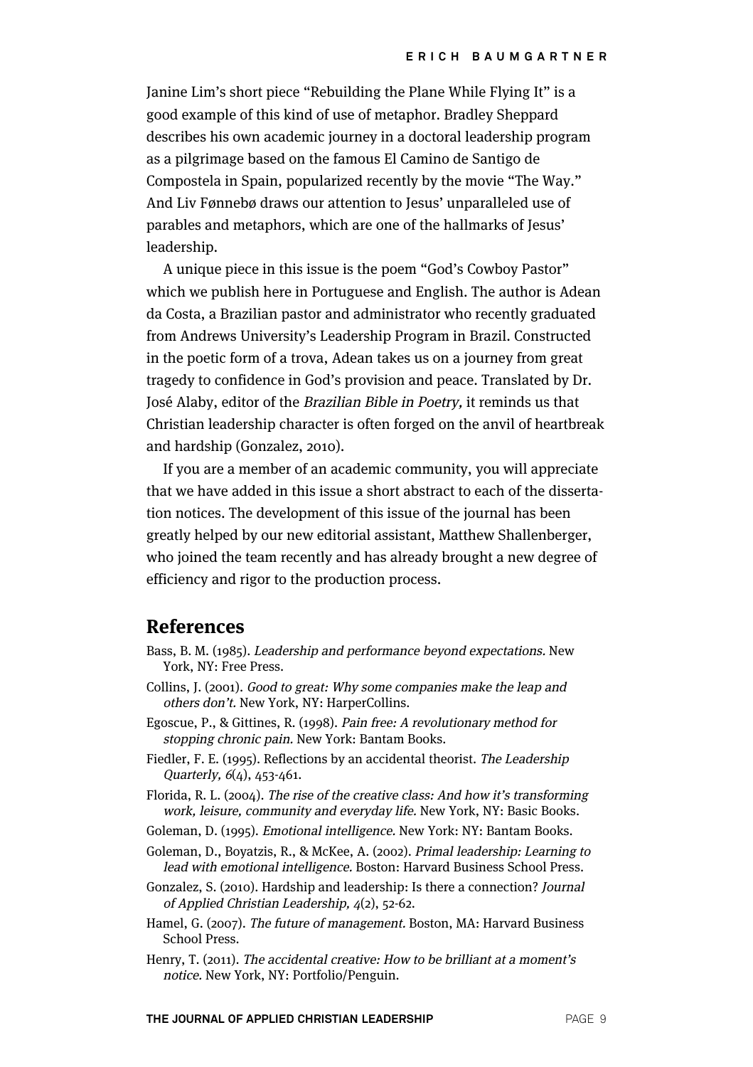Janine Lim's short piece "Rebuilding the Plane While Flying It" is a good example of this kind of use of metaphor. Bradley Sheppard describes his own academic journey in a doctoral leadership program as a pilgrimage based on the famous El Camino de Santigo de Compostela in Spain, popularized recently by the movie "The Way." And Liv Fønnebø draws our attention to Jesus' unparalleled use of parables and metaphors, which are one of the hallmarks of Jesus' leadership.

A unique piece in this issue is the poem "God's Cowboy Pastor" which we publish here in Portuguese and English. The author is Adean da Costa, a Brazilian pastor and administrator who recently graduated from Andrews University's Leadership Program in Brazil. Constructed in the poetic form of a trova, Adean takes us on a journey from great tragedy to confidence in God's provision and peace. Translated by Dr. José Alaby, editor of the *Brazilian Bible in Poetry,* it reminds us that Christian leadership character is often forged on the anvil of heartbreak and hardship (Gonzalez, 2010).

If you are a member of an academic community, you will appreciate that we have added in this issue a short abstract to each of the dissertation notices. The development of this issue of the journal has been greatly helped by our new editorial assistant, Matthew Shallenberger, who joined the team recently and has already brought a new degree of efficiency and rigor to the production process.

## References

Bass, B. M. (1985). *Leadership and performance beyond expectations.* New York, NY: Free Press.

Collins, J. (2001). *Good to great: Why some companies make the leap and others don't.* New York, NY: HarperCollins.

Egoscue, P., & Gittines, R. (1998). *Pain free: A revolutionary method for stopping chronic pain.* New York: Bantam Books.

Fiedler, F. E. (1995). Reflections by an accidental theorist. *The Leadership Quarterly, 6*(4), 453-461.

Florida, R. L. (2004). *The rise of the creative class: And how it's transforming work, leisure, community and everyday life.* New York, NY: Basic Books.

Goleman, D. (1995). *Emotional intelligence.* New York: NY: Bantam Books.

Goleman, D., Boyatzis, R., & McKee, A. (2002). *Primal leadership: Learning to lead with emotional intelligence.* Boston: Harvard Business School Press.

Gonzalez, S. (2010). Hardship and leadership: Is there a connection? *Journal of Applied Christian Leadership, 4*(2), 52-62.

Hamel, G. (2007). *The future of management.* Boston, MA: Harvard Business School Press.

Henry, T. (2011). *The accidental creative: How to be brilliant at a moment's notice.* New York, NY: Portfolio/Penguin.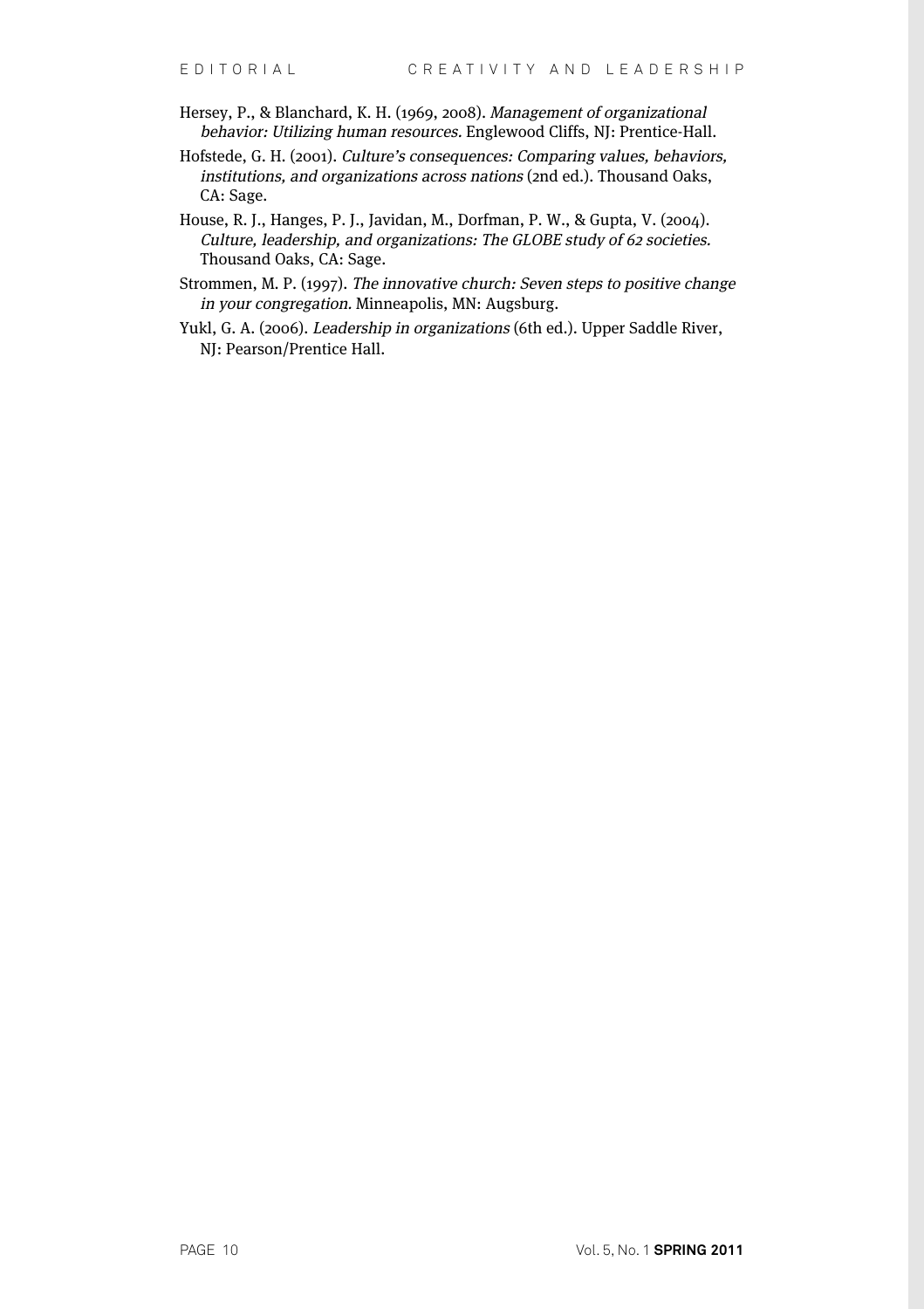Hersey, P., & Blanchard, K. H. (1969, 2008). *Management of organizational behavior: Utilizing human resources.* Englewood Cliffs, NJ: Prentice-Hall.

Hofstede, G. H. (2001). *Culture's consequences: Comparing values, behaviors, institutions, and organizations across nations* (2nd ed.). Thousand Oaks, CA: Sage.

House, R. J., Hanges, P. J., Javidan, M., Dorfman, P. W., & Gupta, V. (2004). *Culture, leadership, and organizations: The GLOBE study of 62 societies.* Thousand Oaks, CA: Sage.

Strommen, M. P. (1997). *The innovative church: Seven steps to positive change in your congregation.* Minneapolis, MN: Augsburg.

Yukl, G. A. (2006). *Leadership in organizations* (6th ed.). Upper Saddle River, NJ: Pearson/Prentice Hall.